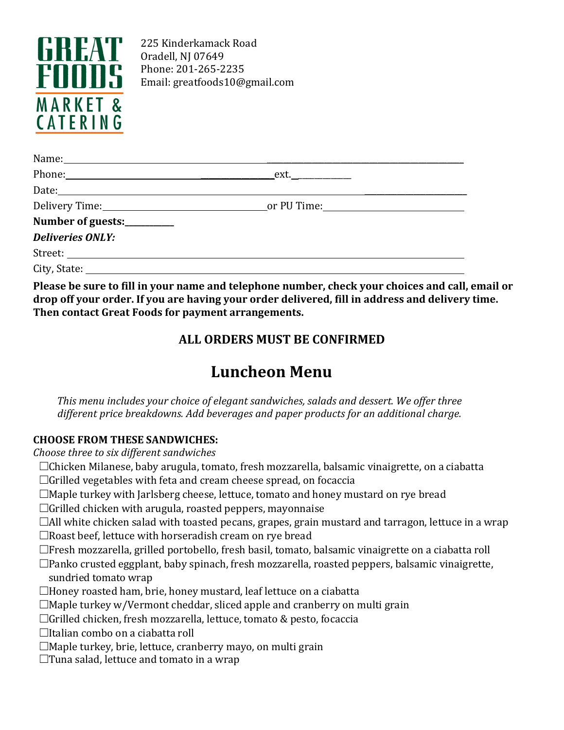**GREAT FOODS MARKET & CATERING**

225 Kinderkamack Road
Oradell, NJ 07649
Phone: 201-265-2235
Email: greatfoods10@gmail.com

Name:\_\_\_\_\_\_\_\_\_\_\_\_\_\_\_\_\_\_\_\_\_\_\_\_\_\_\_\_\_\_\_\_\_\_\_\_\_\_\_\_\_\_\_\_\_\_\_\_\_\_

Phone:\_\_\_\_\_\_\_\_\_\_\_\_\_\_\_\_\_\_\_\_\_\_\_\_\_\_\_\_\_\_ext.\_\_\_\_\_\_\_\_\_\_\_\_

Date:\_\_\_\_\_\_\_\_\_\_\_\_\_\_\_\_\_\_\_\_\_\_\_\_\_\_\_\_\_\_\_\_\_\_\_\_\_\_\_\_\_\_\_\_\_\_\_\_\_\_\_

Delivery Time:\_\_\_\_\_\_\_\_\_\_\_\_\_\_\_\_\_\_\_\_\_\_\_\_or PU Time:\_\_\_\_\_\_\_\_\_\_\_\_\_\_\_\_\_\_\_\_\_\_

**Number of guests:\_\_\_\_\_\_\_\_\_\_**

***Deliveries ONLY:***

Street: \_\_\_\_\_\_\_\_\_\_\_\_\_\_\_\_\_\_\_\_\_\_\_\_\_\_\_\_\_\_\_\_\_\_\_\_\_\_\_\_\_\_\_\_\_\_\_\_\_\_

City, State: \_\_\_\_\_\_\_\_\_\_\_\_\_\_\_\_\_\_\_\_\_\_\_\_\_\_\_\_\_\_\_\_\_\_\_\_\_\_\_\_\_\_\_\_\_\_\_

**Please be sure to fill in your name and telephone number, check your choices and call, email or drop off your order. If you are having your order delivered, fill in address and delivery time. Then contact Great Foods for payment arrangements.**

**ALL ORDERS MUST BE CONFIRMED**

# Luncheon Menu

*This menu includes your choice of elegant sandwiches, salads and dessert. We offer three different price breakdowns. Add beverages and paper products for an additional charge.*

**CHOOSE FROM THESE SANDWICHES:**

*Choose three to six different sandwiches*

- ☐Chicken Milanese, baby arugula, tomato, fresh mozzarella, balsamic vinaigrette, on a ciabatta
- ☐Grilled vegetables with feta and cream cheese spread, on focaccia
- ☐Maple turkey with Jarlsberg cheese, lettuce, tomato and honey mustard on rye bread
- ☐Grilled chicken with arugula, roasted peppers, mayonnaise
- ☐All white chicken salad with toasted pecans, grapes, grain mustard and tarragon, lettuce in a wrap
- ☐Roast beef, lettuce with horseradish cream on rye bread
- ☐Fresh mozzarella, grilled portobello, fresh basil, tomato, balsamic vinaigrette on a ciabatta roll
- ☐Panko crusted eggplant, baby spinach, fresh mozzarella, roasted peppers, balsamic vinaigrette, sundried tomato wrap
- ☐Honey roasted ham, brie, honey mustard, leaf lettuce on a ciabatta
- ☐Maple turkey w/Vermont cheddar, sliced apple and cranberry on multi grain
- ☐Grilled chicken, fresh mozzarella, lettuce, tomato & pesto, focaccia
- ☐Italian combo on a ciabatta roll
- ☐Maple turkey, brie, lettuce, cranberry mayo, on multi grain
- ☐Tuna salad, lettuce and tomato in a wrap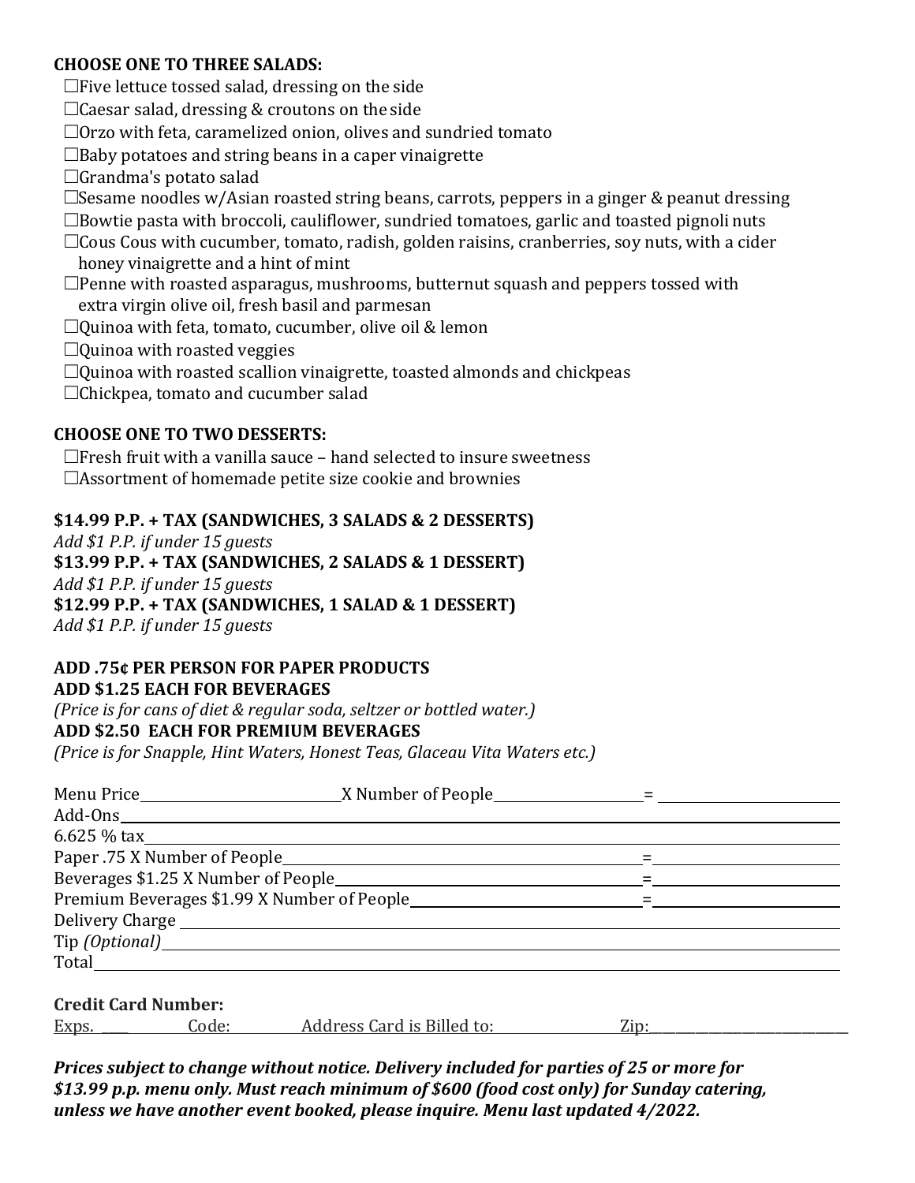**CHOOSE ONE TO THREE SALADS:**

☐Five lettuce tossed salad, dressing on the side
☐Caesar salad, dressing & croutons on the side
☐Orzo with feta, caramelized onion, olives and sundried tomato
☐Baby potatoes and string beans in a caper vinaigrette
☐Grandma's potato salad
☐Sesame noodles w/Asian roasted string beans, carrots, peppers in a ginger & peanut dressing
☐Bowtie pasta with broccoli, cauliflower, sundried tomatoes, garlic and toasted pignoli nuts
☐Cous Cous with cucumber, tomato, radish, golden raisins, cranberries, soy nuts, with a cider honey vinaigrette and a hint of mint
☐Penne with roasted asparagus, mushrooms, butternut squash and peppers tossed with extra virgin olive oil, fresh basil and parmesan
☐Quinoa with feta, tomato, cucumber, olive oil & lemon
☐Quinoa with roasted veggies
☐Quinoa with roasted scallion vinaigrette, toasted almonds and chickpeas
☐Chickpea, tomato and cucumber salad

**CHOOSE ONE TO TWO DESSERTS:**

☐Fresh fruit with a vanilla sauce – hand selected to insure sweetness
☐Assortment of homemade petite size cookie and brownies

**$14.99 P.P. + TAX (SANDWICHES, 3 SALADS & 2 DESSERTS)**
*Add $1 P.P. if under 15 guests*
**$13.99 P.P. + TAX (SANDWICHES, 2 SALADS & 1 DESSERT)**
*Add $1 P.P. if under 15 guests*
**$12.99 P.P. + TAX (SANDWICHES, 1 SALAD & 1 DESSERT)**
*Add $1 P.P. if under 15 guests*

**ADD .75¢ PER PERSON FOR PAPER PRODUCTS**
**ADD $1.25 EACH FOR BEVERAGES**
*(Price is for cans of diet & regular soda, seltzer or bottled water.)*
**ADD $2.50 EACH FOR PREMIUM BEVERAGES**
*(Price is for Snapple, Hint Waters, Honest Teas, Glaceau Vita Waters etc.)*

Menu Price\_\_\_\_\_\_\_\_\_\_ X Number of People\_\_\_\_\_\_\_\_\_\_ = \_\_\_\_\_\_\_\_\_\_
Add-Ons\_\_\_\_\_\_\_\_\_\_
6.625 % tax\_\_\_\_\_\_\_\_\_\_
Paper .75 X Number of People\_\_\_\_\_\_\_\_\_\_ = \_\_\_\_\_\_\_\_\_\_
Beverages $1.25 X Number of People\_\_\_\_\_\_\_\_\_\_ = \_\_\_\_\_\_\_\_\_\_
Premium Beverages $1.99 X Number of People\_\_\_\_\_\_\_\_\_\_ = \_\_\_\_\_\_\_\_\_\_
Delivery Charge \_\_\_\_\_\_\_\_\_\_
Tip *(Optional)*\_\_\_\_\_\_\_\_\_\_
Total\_\_\_\_\_\_\_\_\_\_

**Credit Card Number:**
Exps. \_\_\_\_ Code: Address Card is Billed to: Zip:\_\_\_\_\_\_\_\_\_\_

***Prices subject to change without notice. Delivery included for parties of 25 or more for $13.99 p.p. menu only. Must reach minimum of $600 (food cost only) for Sunday catering, unless we have another event booked, please inquire. Menu last updated 4/2022.***